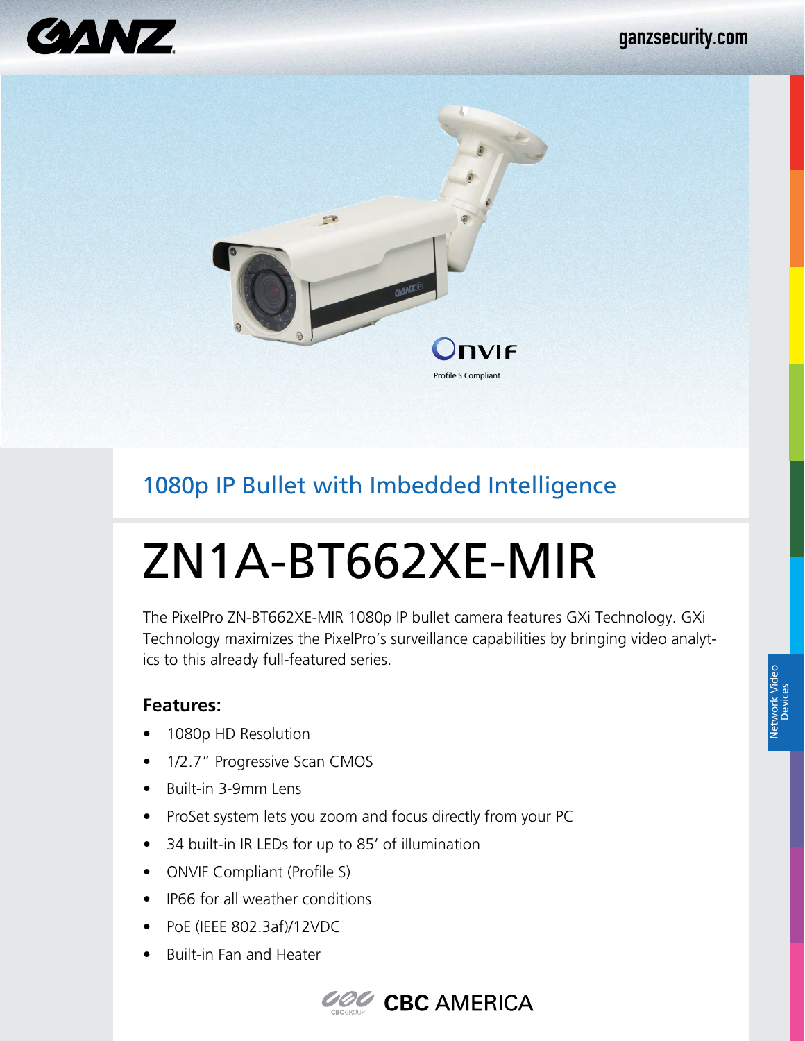ganzsecurity.com

Onvif
Profile S Compliant

## 1080p IP Bullet with Imbedded Intelligence

# ZN1A-BT662XE-MIR

The PixelPro ZN-BT662XE-MIR 1080p IP bullet camera features GXi Technology. GXi Technology maximizes the PixelPro's surveillance capabilities by bringing video analytics to this already full-featured series.

**Features:**

- 1080p HD Resolution
- 1/2.7" Progressive Scan CMOS
- Built-in 3-9mm Lens
- ProSet system lets you zoom and focus directly from your PC
- 34 built-in IR LEDs for up to 85' of illumination
- ONVIF Compliant (Profile S)
- IP66 for all weather conditions
- PoE (IEEE 802.3af)/12VDC
- Built-in Fan and Heater

Network Video Devices

CBC AMERICA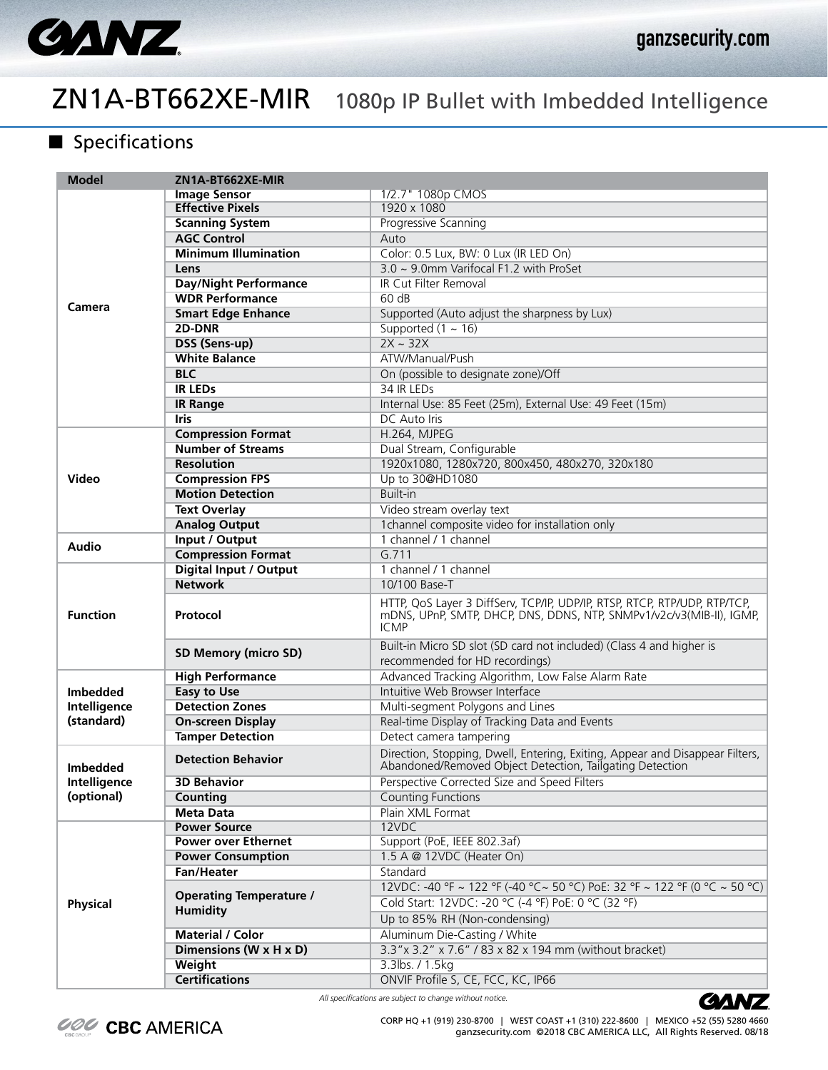# ZN1A-BT662XE-MIR 1080p IP Bullet with Imbedded Intelligence

## Specifications

| Model | ZN1A-BT662XE-MIR | |
|---|---|---|
| Camera | Image Sensor | 1/2.7" 1080p CMOS |
| | Effective Pixels | 1920 x 1080 |
| | Scanning System | Progressive Scanning |
| | AGC Control | Auto |
| | Minimum Illumination | Color: 0.5 Lux, BW: 0 Lux (IR LED On) |
| | Lens | 3.0 ~ 9.0mm Varifocal F1.2 with ProSet |
| | Day/Night Performance | IR Cut Filter Removal |
| | WDR Performance | 60 dB |
| | Smart Edge Enhance | Supported (Auto adjust the sharpness by Lux) |
| | 2D-DNR | Supported (1 ~ 16) |
| | DSS (Sens-up) | 2X ~ 32X |
| | White Balance | ATW/Manual/Push |
| | BLC | On (possible to designate zone)/Off |
| | IR LEDs | 34 IR LEDs |
| | IR Range | Internal Use: 85 Feet (25m), External Use: 49 Feet (15m) |
| | Iris | DC Auto Iris |
| Video | Compression Format | H.264, MJPEG |
| | Number of Streams | Dual Stream, Configurable |
| | Resolution | 1920x1080, 1280x720, 800x450, 480x270, 320x180 |
| | Compression FPS | Up to 30@HD1080 |
| | Motion Detection | Built-in |
| | Text Overlay | Video stream overlay text |
| | Analog Output | 1channel composite video for installation only |
| Audio | Input / Output | 1 channel / 1 channel |
| | Compression Format | G.711 |
| Function | Digital Input / Output | 1 channel / 1 channel |
| | Network | 10/100 Base-T |
| | Protocol | HTTP, QoS Layer 3 DiffServ, TCP/IP, UDP/IP, RTSP, RTCP, RTP/UDP, RTP/TCP, mDNS, UPnP, SMTP, DHCP, DNS, DDNS, NTP, SNMPv1/v2c/v3(MIB-II), IGMP, ICMP |
| | SD Memory (micro SD) | Built-in Micro SD slot (SD card not included) (Class 4 and higher is recommended for HD recordings) |
| Imbedded Intelligence (standard) | High Performance | Advanced Tracking Algorithm, Low False Alarm Rate |
| | Easy to Use | Intuitive Web Browser Interface |
| | Detection Zones | Multi-segment Polygons and Lines |
| | On-screen Display | Real-time Display of Tracking Data and Events |
| | Tamper Detection | Detect camera tampering |
| Imbedded Intelligence (optional) | Detection Behavior | Direction, Stopping, Dwell, Entering, Exiting, Appear and Disappear Filters, Abandoned/Removed Object Detection, Tailgating Detection |
| | 3D Behavior | Perspective Corrected Size and Speed Filters |
| | Counting | Counting Functions |
| | Meta Data | Plain XML Format |
| Physical | Power Source | 12VDC |
| | Power over Ethernet | Support (PoE, IEEE 802.3af) |
| | Power Consumption | 1.5 A @ 12VDC (Heater On) |
| | Fan/Heater | Standard |
| | Operating Temperature / Humidity | 12VDC: -40 °F ~ 122 °F (-40 °C~ 50 °C) PoE: 32 °F ~ 122 °F (0 °C ~ 50 °C) |
| | | Cold Start: 12VDC: -20 °C (-4 °F) PoE: 0 °C (32 °F) |
| | | Up to 85% RH (Non-condensing) |
| | Material / Color | Aluminum Die-Casting / White |
| | Dimensions (W x H x D) | 3.3"x 3.2" x 7.6" / 83 x 82 x 194 mm (without bracket) |
| | Weight | 3.3lbs. / 1.5kg |
| | Certifications | ONVIF Profile S, CE, FCC, KC, IP66 |

*All specifications are subject to change without notice.*

CBC AMERICA

CORP HQ +1 (919) 230-8700 | WEST COAST +1 (310) 222-8600 | MEXICO +52 (55) 5280 4660
ganzsecurity.com ©2018 CBC AMERICA LLC, All Rights Reserved. 08/18